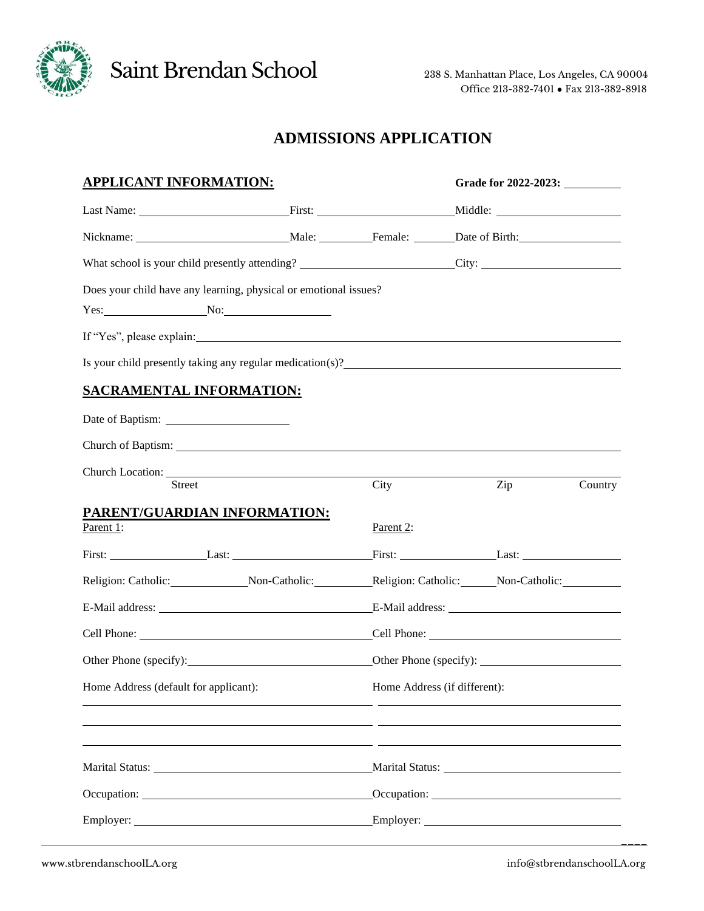Saint Brendan School

238 S. Manhattan Place, Los Angeles, CA 90004
Office 213-382-7401 • Fax 213-382-8918

# ADMISSIONS APPLICATION

## APPLICANT INFORMATION:

**Grade for 2022-2023:** ________

Last Name: ______________________ First: ______________________ Middle: ____________________

Nickname: ______________________ Male: ________ Female: ________ Date of Birth: ________________

What school is your child presently attending? ______________________ City: ____________________

Does your child have any learning, physical or emotional issues?

Yes: ________________ No: ________________

If "Yes", please explain: ______________________________________________________________

Is your child presently taking any regular medication(s)? ________________________________________

## SACRAMENTAL INFORMATION:

Date of Baptism: ____________________

Church of Baptism: ______________________________________________________________

Church Location: ______________________________________________________________

Street City Zip Country

## PARENT/GUARDIAN INFORMATION:

| Parent 1: | Parent 2: |
|---|---|
| First: ______________ Last: ______________ | First: ______________ Last: ______________ |
| Religion: Catholic: __________ Non-Catholic: __________ | Religion: Catholic: __________ Non-Catholic: __________ |
| E-Mail address: ______________________ | E-Mail address: ______________________ |
| Cell Phone: ______________________ | Cell Phone: ______________________ |
| Other Phone (specify): ______________________ | Other Phone (specify): ______________________ |
| Home Address (default for applicant): ______________________ | Home Address (if different): ______________________ |
| Marital Status: ______________________ | Marital Status: ______________________ |
| Occupation: ______________________ | Occupation: ______________________ |
| Employer: ______________________ | Employer: ______________________ |

www.stbrendanschoolLA.org info@stbrendanschoolLA.org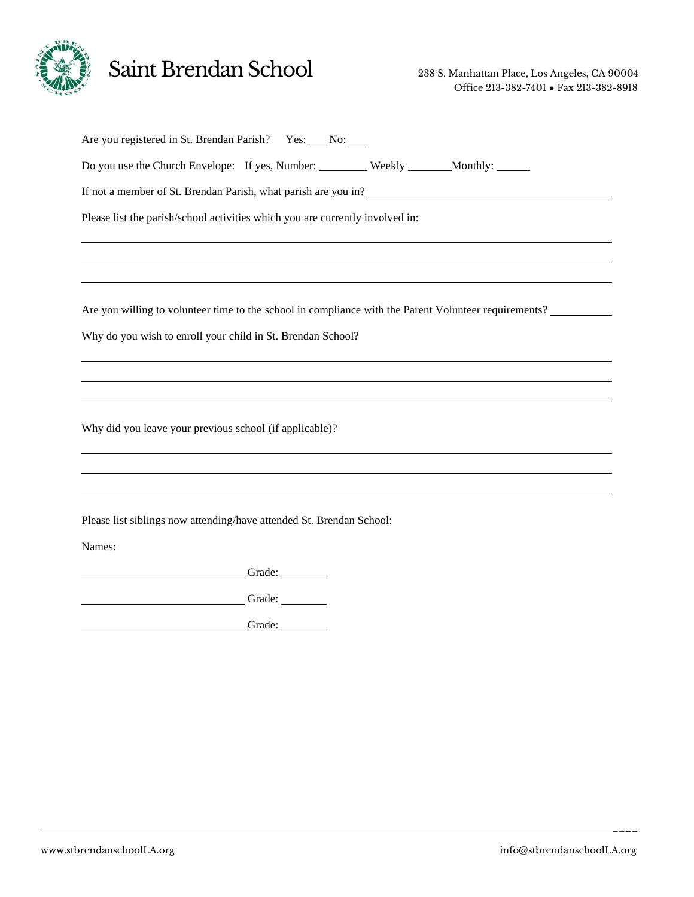# Saint Brendan School

238 S. Manhattan Place, Los Angeles, CA 90004
Office 213-382-7401 • Fax 213-382-8918

Are you registered in St. Brendan Parish? Yes: ___ No: ___

Do you use the Church Envelope: If yes, Number: ________ Weekly _______ Monthly: ______

If not a member of St. Brendan Parish, what parish are you in? ________________________________________

Please list the parish/school activities which you are currently involved in:

_______________________________________________________________________________

_______________________________________________________________________________

_______________________________________________________________________________

Are you willing to volunteer time to the school in compliance with the Parent Volunteer requirements? __________

Why do you wish to enroll your child in St. Brendan School?

_______________________________________________________________________________

_______________________________________________________________________________

_______________________________________________________________________________

Why did you leave your previous school (if applicable)?

_______________________________________________________________________________

_______________________________________________________________________________

_______________________________________________________________________________

Please list siblings now attending/have attended St. Brendan School:

Names:

__________________________ Grade: ________

__________________________ Grade: ________

__________________________ Grade: ________

www.stbrendanschoolLA.org

info@stbrendanschoolLA.org